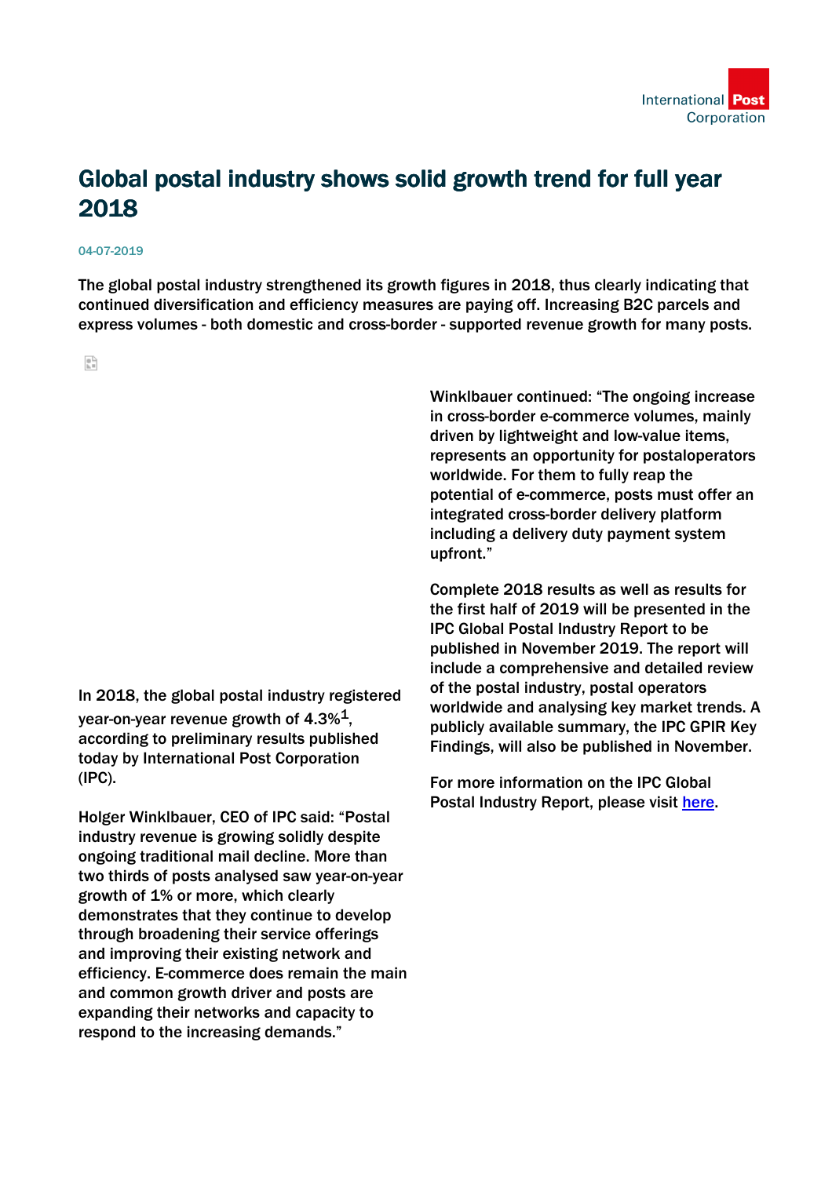# Global postal industry shows solid growth trend for full year 2018

04-07-2019

**The global postal industry strengthened its growth figures in 2018, thus clearly indicating that continued diversification and efficiency measures are paying off. Increasing B2C parcels and express volumes - both domestic and cross-border - supported revenue growth for many posts.**

In 2018, the global postal industry registered year-on-year revenue growth of 4.3%[1], according to preliminary results published today by International Post Corporation (IPC).

Holger Winklbauer, CEO of IPC said: "Postal industry revenue is growing solidly despite ongoing traditional mail decline. More than two thirds of posts analysed saw year-on-year growth of 1% or more, which clearly demonstrates that they continue to develop through broadening their service offerings and improving their existing network and efficiency. E-commerce does remain the main and common growth driver and posts are expanding their networks and capacity to respond to the increasing demands."

Winklbauer continued: "The ongoing increase in cross-border e-commerce volumes, mainly driven by lightweight and low-value items, represents an opportunity for postaloperators worldwide. For them to fully reap the potential of e-commerce, posts must offer an integrated cross-border delivery platform including a delivery duty payment system upfront."

Complete 2018 results as well as results for the first half of 2019 will be presented in the IPC Global Postal Industry Report to be published in November 2019. The report will include a comprehensive and detailed review of the postal industry, postal operators worldwide and analysing key market trends. A publicly available summary, the IPC GPIR Key Findings, will also be published in November.

For more information on the IPC Global Postal Industry Report, please visit here.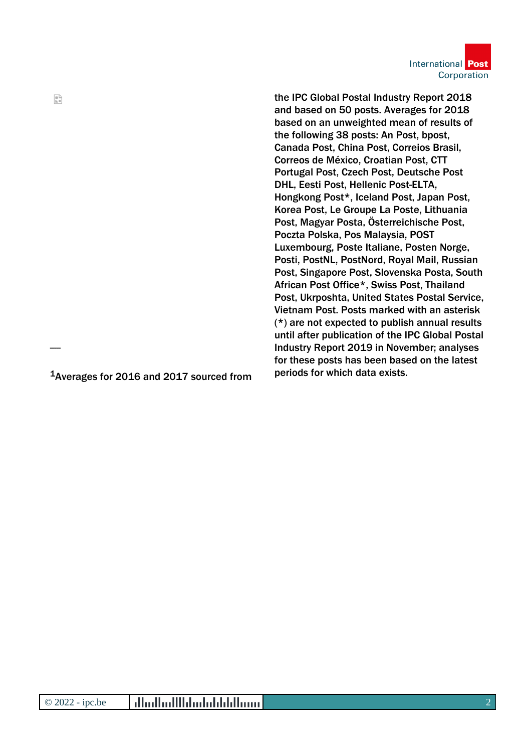---

[1]Averages for 2016 and 2017 sourced from the IPC Global Postal Industry Report 2018 and based on 50 posts. Averages for 2018 based on an unweighted mean of results of the following 38 posts: An Post, bpost, Canada Post, China Post, Correios Brasil, Correos de México, Croatian Post, CTT Portugal Post, Czech Post, Deutsche Post DHL, Eesti Post, Hellenic Post-ELTA, Hongkong Post*, Iceland Post, Japan Post, Korea Post, Le Groupe La Poste, Lithuania Post, Magyar Posta, Österreichische Post, Poczta Polska, Pos Malaysia, POST Luxembourg, Poste Italiane, Posten Norge, Posti, PostNL, PostNord, Royal Mail, Russian Post, Singapore Post, Slovenska Posta, South African Post Office*, Swiss Post, Thailand Post, Ukrposhta, United States Postal Service, Vietnam Post. Posts marked with an asterisk (*) are not expected to publish annual results until after publication of the IPC Global Postal Industry Report 2019 in November; analyses for these posts has been based on the latest periods for which data exists.